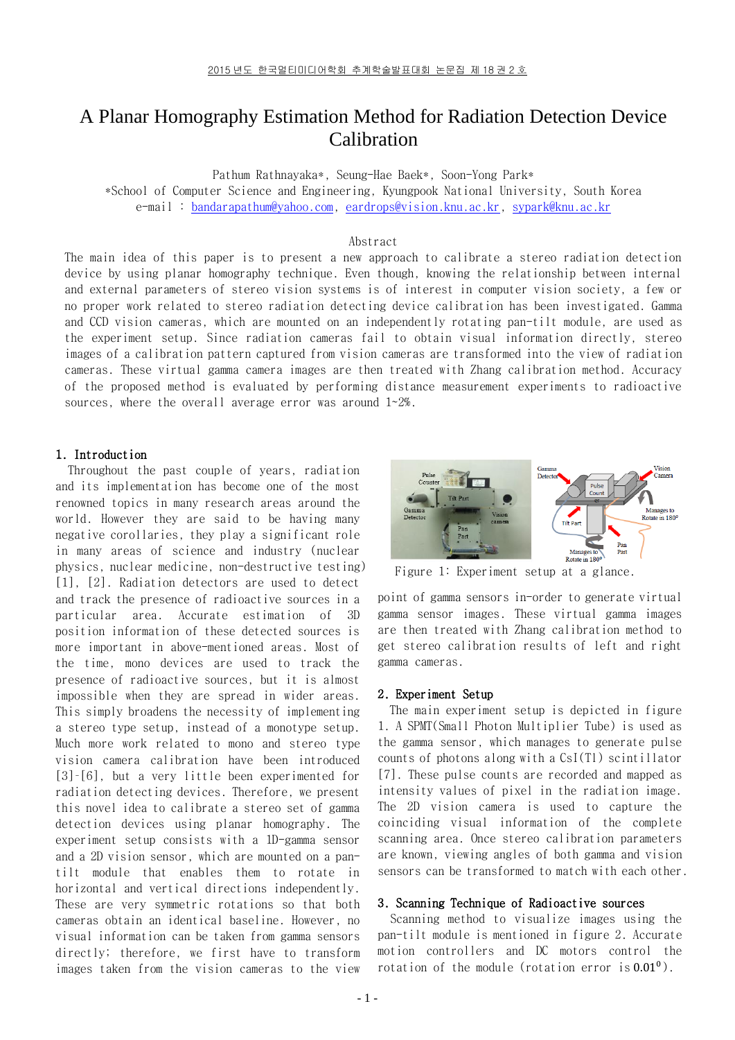# A Planar Homography Estimation Method for Radiation Detection Device Calibration

Pathum Rathnayaka*, Seung-Hae Baek*, Soon-Yong Park*

*School of Computer Science and Engineering, Kyungpook National University, South Korea

e-mail : bandarapathum@yahoo.com, eardrops@vision.knu.ac.kr, sypark@knu.ac.kr

## Abstract

The main idea of this paper is to present a new approach to calibrate a stereo radiation detection device by using planar homography technique. Even though, knowing the relationship between internal and external parameters of stereo vision systems is of interest in computer vision society, a few or no proper work related to stereo radiation detecting device calibration has been investigated. Gamma and CCD vision cameras, which are mounted on an independently rotating pan-tilt module, are used as the experiment setup. Since radiation cameras fail to obtain visual information directly, stereo images of a calibration pattern captured from vision cameras are transformed into the view of radiation cameras. These virtual gamma camera images are then treated with Zhang calibration method. Accuracy of the proposed method is evaluated by performing distance measurement experiments to radioactive sources, where the overall average error was around 1~2%.

## 1. Introduction

Throughout the past couple of years, radiation and its implementation has become one of the most renowned topics in many research areas around the world. However they are said to be having many negative corollaries, they play a significant role in many areas of science and industry (nuclear physics, nuclear medicine, non-destructive testing) [1], [2]. Radiation detectors are used to detect and track the presence of radioactive sources in a particular area. Accurate estimation of 3D position information of these detected sources is more important in above-mentioned areas. Most of the time, mono devices are used to track the presence of radioactive sources, but it is almost impossible when they are spread in wider areas. This simply broadens the necessity of implementing a stereo type setup, instead of a monotype setup. Much more work related to mono and stereo type vision camera calibration have been introduced [3]-[6], but a very little been experimented for radiation detecting devices. Therefore, we present this novel idea to calibrate a stereo set of gamma detection devices using planar homography. The experiment setup consists with a 1D-gamma sensor and a 2D vision sensor, which are mounted on a pan-tilt module that enables them to rotate in horizontal and vertical directions independently. These are very symmetric rotations so that both cameras obtain an identical baseline. However, no visual information can be taken from gamma sensors directly; therefore, we first have to transform images taken from the vision cameras to the view point of gamma sensors in-order to generate virtual gamma sensor images. These virtual gamma images are then treated with Zhang calibration method to get stereo calibration results of left and right gamma cameras.

Figure 1: Experiment setup at a glance.

## 2. Experiment Setup

The main experiment setup is depicted in figure 1. A SPMT(Small Photon Multiplier Tube) is used as the gamma sensor, which manages to generate pulse counts of photons along with a CsI(Tl) scintillator [7]. These pulse counts are recorded and mapped as intensity values of pixel in the radiation image. The 2D vision camera is used to capture the coinciding visual information of the complete scanning area. Once stereo calibration parameters are known, viewing angles of both gamma and vision sensors can be transformed to match with each other.

## 3. Scanning Technique of Radioactive sources

Scanning method to visualize images using the pan-tilt module is mentioned in figure 2. Accurate motion controllers and DC motors control the rotation of the module (rotation error is $0.01^{0}$).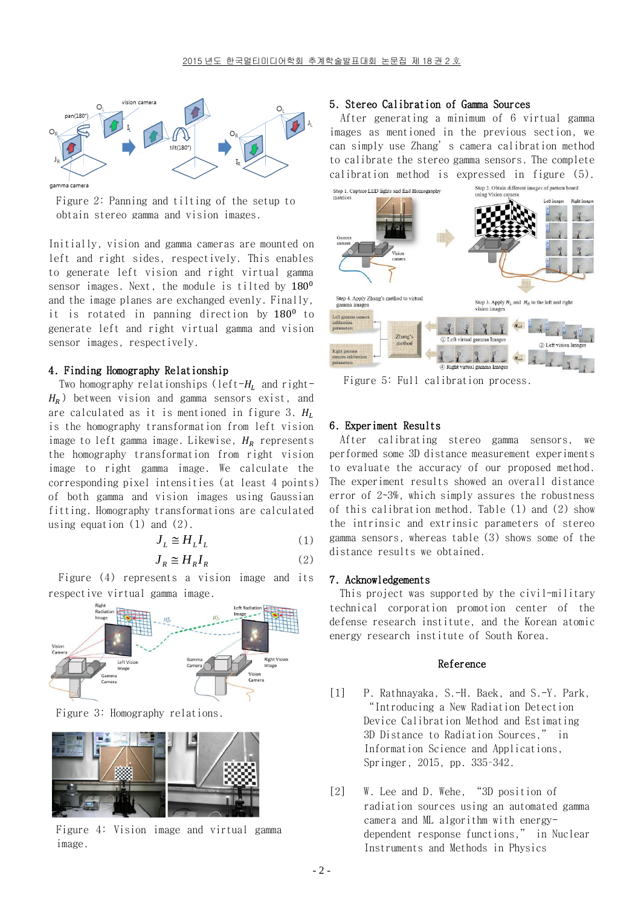Figure 2: Panning and tilting of the setup to obtain stereo gamma and vision images.

Initially, vision and gamma cameras are mounted on left and right sides, respectively. This enables to generate left vision and right virtual gamma sensor images. Next, the module is tilted by $180^0$ and the image planes are exchanged evenly. Finally, it is rotated in panning direction by $180^0$ to generate left and right virtual gamma and vision sensor images, respectively.

## 4. Finding Homography Relationship

Two homography relationships (left-$H_L$ and right-$H_R$) between vision and gamma sensors exist, and are calculated as it is mentioned in figure 3. $H_L$ is the homography transformation from left vision image to left gamma image. Likewise, $H_R$ represents the homography transformation from right vision image to right gamma image. We calculate the corresponding pixel intensities (at least 4 points) of both gamma and vision images using Gaussian fitting. Homography transformations are calculated using equation (1) and (2).

$$J_L \cong H_L I_L \quad (1)$$

$$J_R \cong H_R I_R \quad (2)$$

Figure (4) represents a vision image and its respective virtual gamma image.

Figure 3: Homography relations.

Figure 4: Vision image and virtual gamma image.

## 5. Stereo Calibration of Gamma Sources

After generating a minimum of 6 virtual gamma images as mentioned in the previous section, we can simply use Zhang's camera calibration method to calibrate the stereo gamma sensors. The complete calibration method is expressed in figure (5).

Figure 5: Full calibration process.

## 6. Experiment Results

After calibrating stereo gamma sensors, we performed some 3D distance measurement experiments to evaluate the accuracy of our proposed method. The experiment results showed an overall distance error of 2~3%, which simply assures the robustness of this calibration method. Table (1) and (2) show the intrinsic and extrinsic parameters of stereo gamma sensors, whereas table (3) shows some of the distance results we obtained.

## 7. Acknowledgements

This project was supported by the civil-military technical corporation promotion center of the defense research institute, and the Korean atomic energy research institute of South Korea.

## Reference

[1] P. Rathnayaka, S.-H. Baek, and S.-Y. Park, "Introducing a New Radiation Detection Device Calibration Method and Estimating 3D Distance to Radiation Sources," in Information Science and Applications, Springer, 2015, pp. 335-342.

[2] W. Lee and D. Wehe, "3D position of radiation sources using an automated gamma camera and ML algorithm with energy-dependent response functions," in Nuclear Instruments and Methods in Physics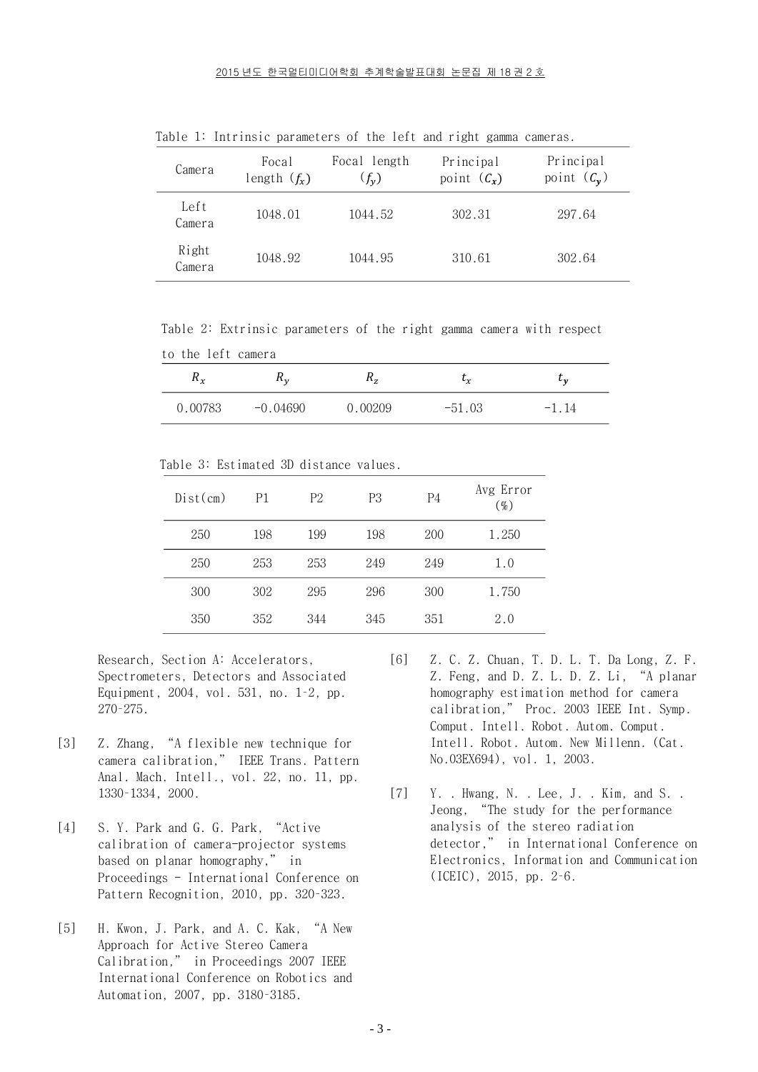Table 1: Intrinsic parameters of the left and right gamma cameras.

| Camera | Focal length ($f_x$) | Focal length ($f_y$) | Principal point ($C_x$) | Principal point ($C_y$) |
|---|---|---|---|---|
| Left Camera | 1048.01 | 1044.52 | 302.31 | 297.64 |
| Right Camera | 1048.92 | 1044.95 | 310.61 | 302.64 |

Table 2: Extrinsic parameters of the right gamma camera with respect to the left camera

| $R_x$ | $R_y$ | $R_z$ | $t_x$ | $t_y$ |
|---|---|---|---|---|
| 0.00783 | −0.04690 | 0.00209 | −51.03 | −1.14 |

Table 3: Estimated 3D distance values.

| Dist(cm) | P1 | P2 | P3 | P4 | Avg Error (%) |
|---|---|---|---|---|---|
| 250 | 198 | 199 | 198 | 200 | 1.250 |
| 250 | 253 | 253 | 249 | 249 | 1.0 |
| 300 | 302 | 295 | 296 | 300 | 1.750 |
| 350 | 352 | 344 | 345 | 351 | 2.0 |

Research, Section A: Accelerators, Spectrometers, Detectors and Associated Equipment, 2004, vol. 531, no. 1-2, pp. 270-275.

[3] Z. Zhang, "A flexible new technique for camera calibration," IEEE Trans. Pattern Anal. Mach. Intell., vol. 22, no. 11, pp. 1330-1334, 2000.

[4] S. Y. Park and G. G. Park, "Active calibration of camera-projector systems based on planar homography," in Proceedings - International Conference on Pattern Recognition, 2010, pp. 320-323.

[5] H. Kwon, J. Park, and A. C. Kak, "A New Approach for Active Stereo Camera Calibration," in Proceedings 2007 IEEE International Conference on Robotics and Automation, 2007, pp. 3180-3185.

[6] Z. C. Z. Chuan, T. D. L. T. Da Long, Z. F. Z. Feng, and D. Z. L. D. Z. Li, "A planar homography estimation method for camera calibration," Proc. 2003 IEEE Int. Symp. Comput. Intell. Robot. Autom. Comput. Intell. Robot. Autom. New Millenn. (Cat. No.03EX694), vol. 1, 2003.

[7] Y. . Hwang, N. . Lee, J. . Kim, and S. . Jeong, "The study for the performance analysis of the stereo radiation detector," in International Conference on Electronics, Information and Communication (ICEIC), 2015, pp. 2-6.